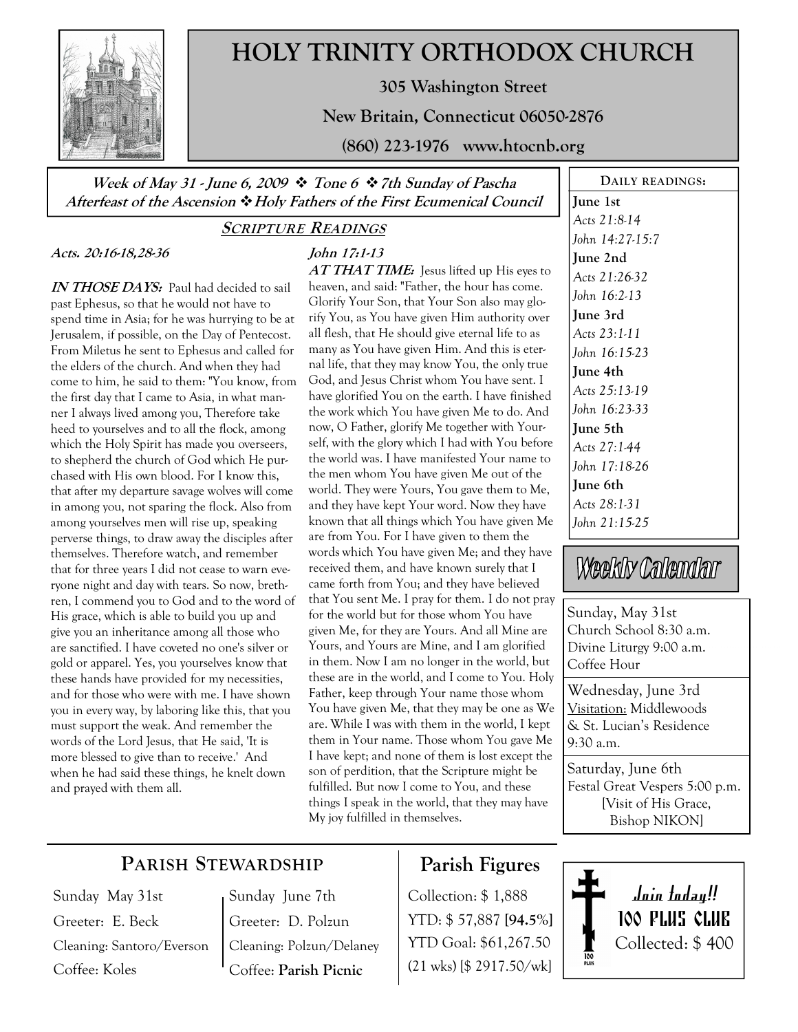# HOLY TRINITY ORTHODOX CHURCH

**305 Washington Street**

**New Britain, Connecticut 06050-2876**

**(860) 223-1976 www.htocnb.org**

***Week of May 31 - June 6, 2009 ❖ Tone 6 ❖ 7th Sunday of Pascha***
***Afterfeast of the Ascension ❖ Holy Fathers of the First Ecumenical Council***

## SCRIPTURE READINGS

***Acts. 20:16-18,28-36***

***IN THOSE DAYS:*** Paul had decided to sail past Ephesus, so that he would not have to spend time in Asia; for he was hurrying to be at Jerusalem, if possible, on the Day of Pentecost. From Miletus he sent to Ephesus and called for the elders of the church. And when they had come to him, he said to them: "You know, from the first day that I came to Asia, in what manner I always lived among you, Therefore take heed to yourselves and to all the flock, among which the Holy Spirit has made you overseers, to shepherd the church of God which He purchased with His own blood. For I know this, that after my departure savage wolves will come in among you, not sparing the flock. Also from among yourselves men will rise up, speaking perverse things, to draw away the disciples after themselves. Therefore watch, and remember that for three years I did not cease to warn everyone night and day with tears. So now, brethren, I commend you to God and to the word of His grace, which is able to build you up and give you an inheritance among all those who are sanctified. I have coveted no one's silver or gold or apparel. Yes, you yourselves know that these hands have provided for my necessities, and for those who were with me. I have shown you in every way, by laboring like this, that you must support the weak. And remember the words of the Lord Jesus, that He said, 'It is more blessed to give than to receive.' And when he had said these things, he knelt down and prayed with them all.

***John 17:1-13***

***AT THAT TIME:*** Jesus lifted up His eyes to heaven, and said: "Father, the hour has come. Glorify Your Son, that Your Son also may glorify You, as You have given Him authority over all flesh, that He should give eternal life to as many as You have given Him. And this is eternal life, that they may know You, the only true God, and Jesus Christ whom You have sent. I have glorified You on the earth. I have finished the work which You have given Me to do. And now, O Father, glorify Me together with Yourself, with the glory which I had with You before the world was. I have manifested Your name to the men whom You have given Me out of the world. They were Yours, You gave them to Me, and they have kept Your word. Now they have known that all things which You have given Me are from You. For I have given to them the words which You have given Me; and they have received them, and have known surely that I came forth from You; and they have believed that You sent Me. I pray for them. I do not pray for the world but for those whom You have given Me, for they are Yours. And all Mine are Yours, and Yours are Mine, and I am glorified in them. Now I am no longer in the world, but these are in the world, and I come to You. Holy Father, keep through Your name those whom You have given Me, that they may be one as We are. While I was with them in the world, I kept them in Your name. Those whom You gave Me I have kept; and none of them is lost except the son of perdition, that the Scripture might be fulfilled. But now I come to You, and these things I speak in the world, that they may have My joy fulfilled in themselves.

### DAILY READINGS:

**June 1st**
*Acts 21:8-14*
*John 14:27-15:7*

**June 2nd**
*Acts 21:26-32*
*John 16:2-13*

**June 3rd**
*Acts 23:1-11*
*John 16:15-23*

**June 4th**
*Acts 25:13-19*
*John 16:23-33*

**June 5th**
*Acts 27:1-44*
*John 17:18-26*

**June 6th**
*Acts 28:1-31*
*John 21:15-25*

### Weekly Calendar

Sunday, May 31st
Church School 8:30 a.m.
Divine Liturgy 9:00 a.m.
Coffee Hour

Wednesday, June 3rd
Visitation: Middlewoods & St. Lucian's Residence
9:30 a.m.

Saturday, June 6th
Festal Great Vespers 5:00 p.m.
[Visit of His Grace, Bishop NIKON]

## PARISH STEWARDSHIP

| Sunday May 31st | Sunday June 7th |
|---|---|
| Greeter: E. Beck | Greeter: D. Polzun |
| Cleaning: Santoro/Everson | Cleaning: Polzun/Delaney |
| Coffee: Koles | Coffee: **Parish Picnic** |

## Parish Figures

Collection: $ 1,888
YTD: $ 57,887 **[94.5%]**
YTD Goal: $61,267.50
(21 wks) [$ 2917.50/wk]

**Join today!!**
**100 PLUS CLUB**
Collected: $ 400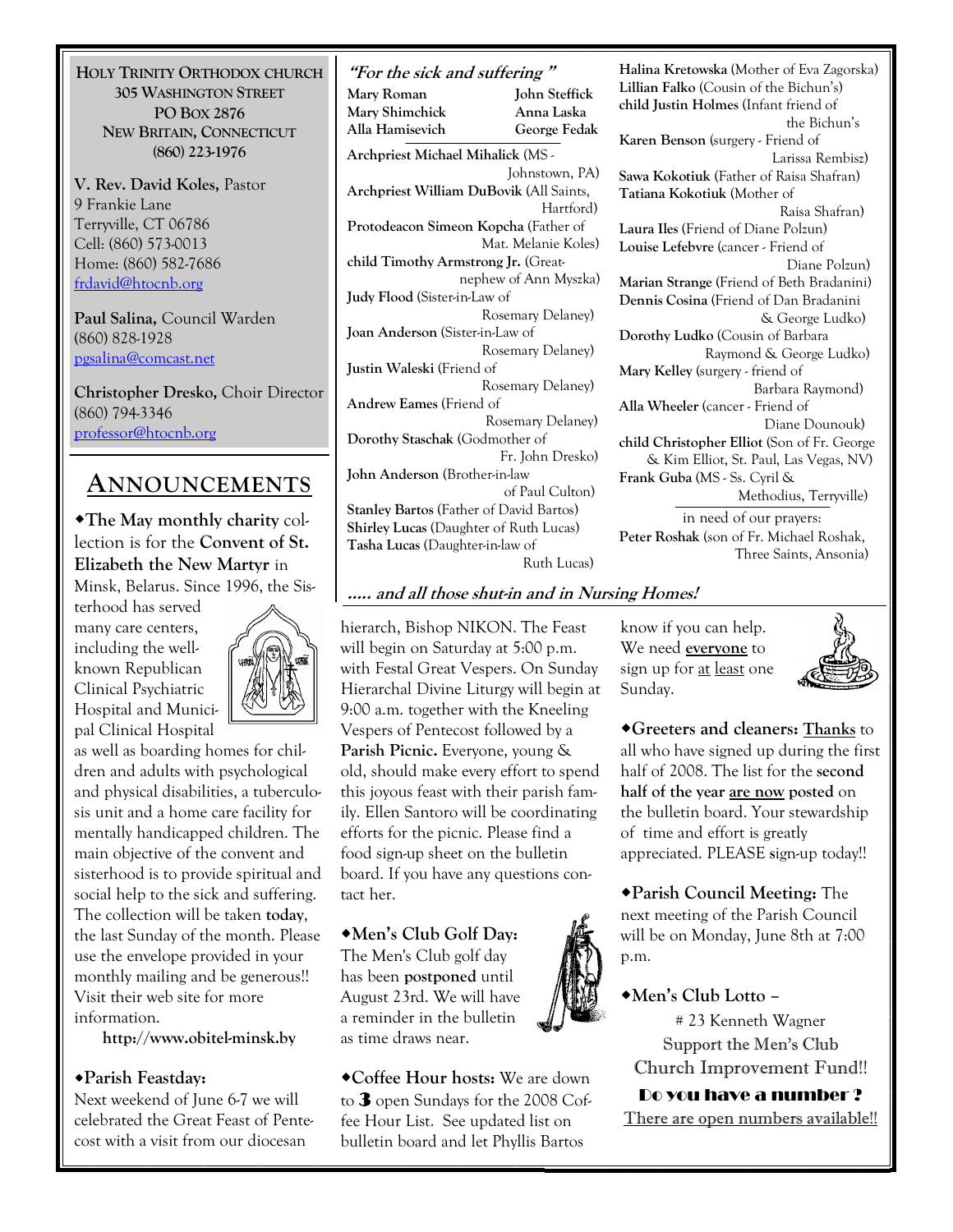**HOLY TRINITY ORTHODOX CHURCH**
**305 WASHINGTON STREET**
**PO BOX 2876**
**NEW BRITAIN, CONNECTICUT**
**(860) 223-1976**

**V. Rev. David Koles,** Pastor
9 Frankie Lane
Terryville, CT 06786
Cell: (860) 573-0013
Home: (860) 582-7686
frdavid@htocnb.org

**Paul Salina,** Council Warden
(860) 828-1928
pgsalina@comcast.net

**Christopher Dresko,** Choir Director
(860) 794-3346
professor@htocnb.org

# ANNOUNCEMENTS

◆**The May monthly charity** collection is for the **Convent of St. Elizabeth the New Martyr** in Minsk, Belarus. Since 1996, the Sisterhood has served many care centers, including the well-known Republican Clinical Psychiatric Hospital and Municipal Clinical Hospital as well as boarding homes for children and adults with psychological and physical disabilities, a tuberculosis unit and a home care facility for mentally handicapped children. The main objective of the convent and sisterhood is to provide spiritual and social help to the sick and suffering. The collection will be taken **today**, the last Sunday of the month. Please use the envelope provided in your monthly mailing and be generous!! Visit their web site for more information.

**http://www.obitel-minsk.by**

◆**Parish Feastday:**
Next weekend of June 6-7 we will celebrated the Great Feast of Pentecost with a visit from our diocesan hierarch, Bishop NIKON. The Feast will begin on Saturday at 5:00 p.m. with Festal Great Vespers. On Sunday Hierarchal Divine Liturgy will begin at 9:00 a.m. together with the Kneeling Vespers of Pentecost followed by a **Parish Picnic.** Everyone, young & old, should make every effort to spend this joyous feast with their parish family. Ellen Santoro will be coordinating efforts for the picnic. Please find a food sign-up sheet on the bulletin board. If you have any questions contact her.

◆**Men's Club Golf Day:**
The Men's Club golf day has been **postponed** until August 23rd. We will have a reminder in the bulletin as time draws near.

◆**Coffee Hour hosts:** We are down to **3** open Sundays for the 2008 Coffee Hour List. See updated list on bulletin board and let Phyllis Bartos know if you can help. We need **everyone** to sign up for at least one Sunday.

◆**Greeters and cleaners:** Thanks to all who have signed up during the first half of 2008. The list for the **second half of the year are now posted** on the bulletin board. Your stewardship of time and effort is greatly appreciated. PLEASE sign-up today!!

◆**Parish Council Meeting:** The next meeting of the Parish Council will be on Monday, June 8th at 7:00 p.m.

◆**Men's Club Lotto –**
\# 23 Kenneth Wagner
Support the Men's Club
Church Improvement Fund!!
**Do you have a number ?**
There are open numbers available!!

## *"For the sick and suffering"*

**Mary Roman**
**Mary Shimchick**
**Alla Hamisevich**
**John Steffick**
**Anna Laska**
**George Fedak**
**Archpriest Michael Mihalick** (MS - Johnstown, PA)
**Archpriest William DuBovik** (All Saints, Hartford)
**Protodeacon Simeon Kopcha** (Father of Mat. Melanie Koles)
**child Timothy Armstrong Jr.** (Great-nephew of Ann Myszka)
**Judy Flood** (Sister-in-Law of Rosemary Delaney)
**Joan Anderson** (Sister-in-Law of Rosemary Delaney)
**Justin Waleski** (Friend of Rosemary Delaney)
**Andrew Eames** (Friend of Rosemary Delaney)
**Dorothy Staschak** (Godmother of Fr. John Dresko)
**John Anderson** (Brother-in-law of Paul Culton)
**Stanley Bartos** (Father of David Bartos)
**Shirley Lucas** (Daughter of Ruth Lucas)
**Tasha Lucas** (Daughter-in-law of Ruth Lucas)
**Halina Kretowska** (Mother of Eva Zagorska)
**Lillian Falko** (Cousin of the Bichun's)
**child Justin Holmes** (Infant friend of the Bichun's
**Karen Benson** (surgery - Friend of Larissa Rembisz)
**Sawa Kokotiuk** (Father of Raisa Shafran)
**Tatiana Kokotiuk** (Mother of Raisa Shafran)
**Laura Iles** (Friend of Diane Polzun)
**Louise Lefebvre** (cancer - Friend of Diane Polzun)
**Marian Strange** (Friend of Beth Bradanini)
**Dennis Cosina** (Friend of Dan Bradanini & George Ludko)
**Dorothy Ludko** (Cousin of Barbara Raymond & George Ludko)
**Mary Kelley** (surgery - friend of Barbara Raymond)
**Alla Wheeler** (cancer - Friend of Diane Dounouk)
**child Christopher Elliot** (Son of Fr. George & Kim Elliot, St. Paul, Las Vegas, NV)
**Frank Guba** (MS - Ss. Cyril & Methodius, Terryville)

in need of our prayers:
**Peter Roshak** (son of Fr. Michael Roshak, Three Saints, Ansonia)

***….. and all those shut-in and in Nursing Homes!***